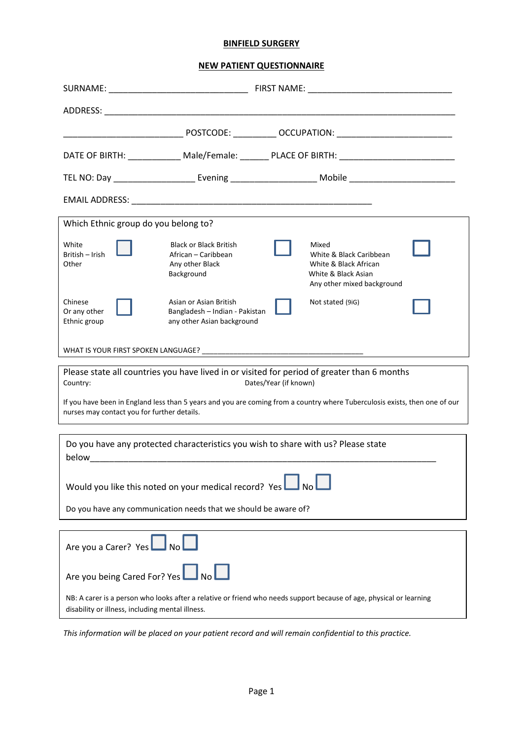**BINFIELD SURGERY**

**NEW PATIENT QUESTIONNAIRE**

SURNAME: ____________________________ FIRST NAME: _____________________________

ADDRESS: _______________________________________________________________________

________________________ POSTCODE: _________ OCCUPATION: _______________________

DATE OF BIRTH: ___________ Male/Female: ______ PLACE OF BIRTH: _______________________

TEL NO: Day ________________ Evening _________________ Mobile _____________________

EMAIL ADDRESS: ________________________________________________

Which Ethnic group do you belong to?

| | | | | | |
|---|---|---|---|---|---|
| White<br>British – Irish<br>Other | ☐ | Black or Black British<br>African – Caribbean<br>Any other Black Background | ☐ | Mixed<br>White & Black Caribbean<br>White & Black African<br>White & Black Asian<br>Any other mixed background | ☐ |
| Chinese<br>Or any other Ethnic group | ☐ | Asian or Asian British<br>Bangladesh – Indian - Pakistan<br>any other Asian background | ☐ | Not stated (9iG) | ☐ |

WHAT IS YOUR FIRST SPOKEN LANGUAGE? _______________________________________

Please state all countries you have lived in or visited for period of greater than 6 months

Country: Dates/Year (if known)

If you have been in England less than 5 years and you are coming from a country where Tuberculosis exists, then one of our nurses may contact you for further details.

Do you have any protected characteristics you wish to share with us? Please state below_______________________________________________________________________

Would you like this noted on your medical record? Yes ☐ No ☐

Do you have any communication needs that we should be aware of?

Are you a Carer? Yes ☐ No ☐

Are you being Cared For? Yes ☐ No ☐

NB: A carer is a person who looks after a relative or friend who needs support because of age, physical or learning disability or illness, including mental illness.

*This information will be placed on your patient record and will remain confidential to this practice.*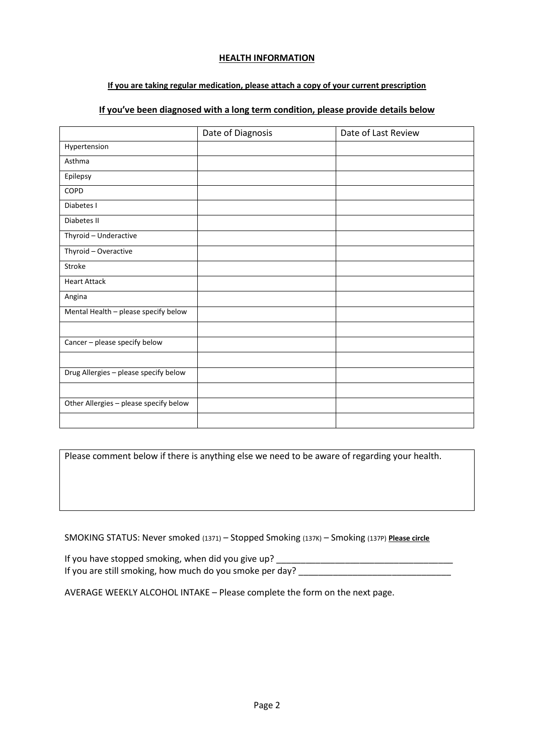## HEALTH INFORMATION

**If you are taking regular medication, please attach a copy of your current prescription**

**If you've been diagnosed with a long term condition, please provide details below**

| | Date of Diagnosis | Date of Last Review |
|---|---|---|
| Hypertension | | |
| Asthma | | |
| Epilepsy | | |
| COPD | | |
| Diabetes I | | |
| Diabetes II | | |
| Thyroid – Underactive | | |
| Thyroid – Overactive | | |
| Stroke | | |
| Heart Attack | | |
| Angina | | |
| Mental Health – please specify below | | |
| | | |
| Cancer – please specify below | | |
| | | |
| Drug Allergies – please specify below | | |
| | | |
| Other Allergies – please specify below | | |
| | | |

| Please comment below if there is anything else we need to be aware of regarding your health. |
|---|
| |

SMOKING STATUS: Never smoked (1371) – Stopped Smoking (137K) – Smoking (137P) **Please circle**

If you have stopped smoking, when did you give up? ___________________________________

If you are still smoking, how much do you smoke per day? ______________________________

AVERAGE WEEKLY ALCOHOL INTAKE – Please complete the form on the next page.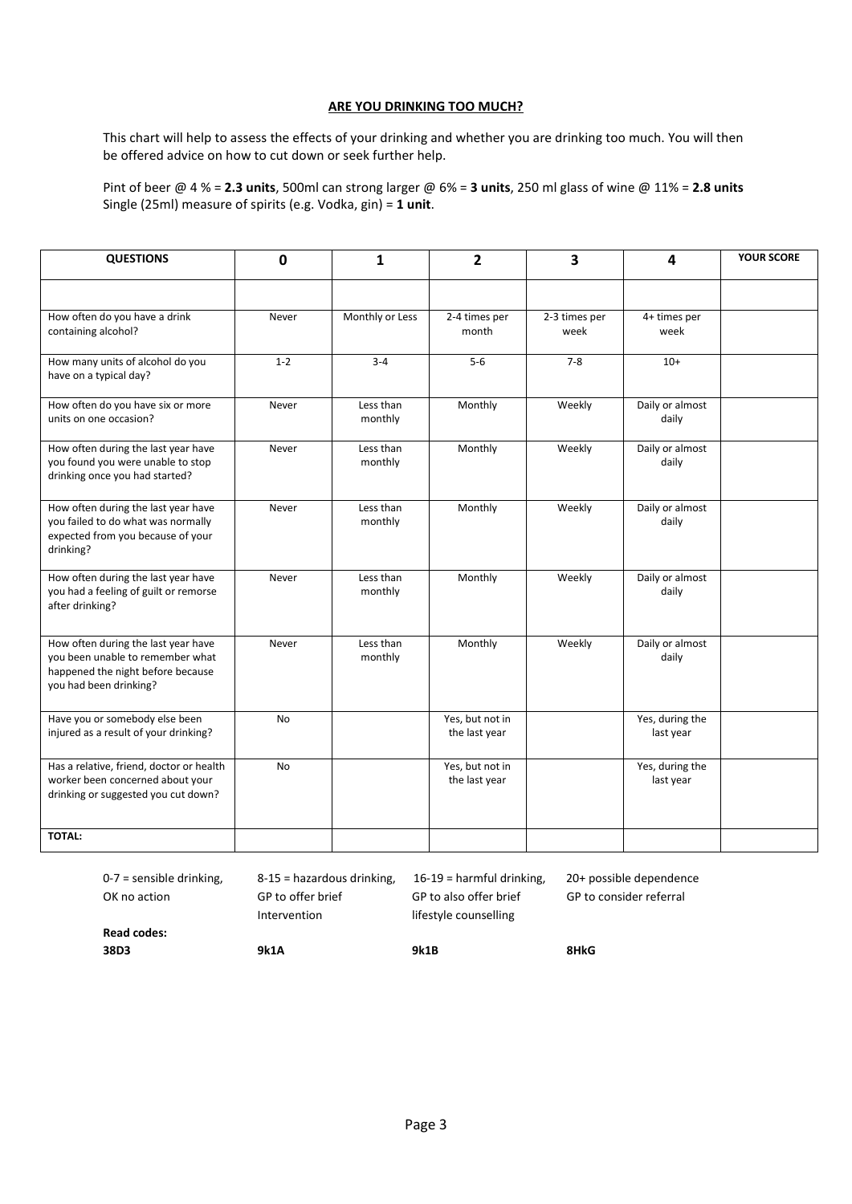## ARE YOU DRINKING TOO MUCH?

This chart will help to assess the effects of your drinking and whether you are drinking too much. You will then be offered advice on how to cut down or seek further help.

Pint of beer @ 4 % = **2.3 units**, 500ml can strong larger @ 6% = **3 units**, 250 ml glass of wine @ 11% = **2.8 units**
Single (25ml) measure of spirits (e.g. Vodka, gin) = **1 unit**.

| QUESTIONS | 0 | 1 | 2 | 3 | 4 | YOUR SCORE |
|---|---|---|---|---|---|---|
| | | | | | | |
| How often do you have a drink containing alcohol? | Never | Monthly or Less | 2-4 times per month | 2-3 times per week | 4+ times per week | |
| How many units of alcohol do you have on a typical day? | 1-2 | 3-4 | 5-6 | 7-8 | 10+ | |
| How often do you have six or more units on one occasion? | Never | Less than monthly | Monthly | Weekly | Daily or almost daily | |
| How often during the last year have you found you were unable to stop drinking once you had started? | Never | Less than monthly | Monthly | Weekly | Daily or almost daily | |
| How often during the last year have you failed to do what was normally expected from you because of your drinking? | Never | Less than monthly | Monthly | Weekly | Daily or almost daily | |
| How often during the last year have you had a feeling of guilt or remorse after drinking? | Never | Less than monthly | Monthly | Weekly | Daily or almost daily | |
| How often during the last year have you been unable to remember what happened the night before because you had been drinking? | Never | Less than monthly | Monthly | Weekly | Daily or almost daily | |
| Have you or somebody else been injured as a result of your drinking? | No | | Yes, but not in the last year | | Yes, during the last year | |
| Has a relative, friend, doctor or health worker been concerned about your drinking or suggested you cut down? | No | | Yes, but not in the last year | | Yes, during the last year | |
| **TOTAL:** | | | | | | |

| 0-7 = sensible drinking, OK no action | 8-15 = hazardous drinking, GP to offer brief Intervention | 16-19 = harmful drinking, GP to also offer brief lifestyle counselling | 20+ possible dependence GP to consider referral |
|---|---|---|---|
| **Read codes:** | | | |
| **38D3** | **9k1A** | **9k1B** | **8HkG** |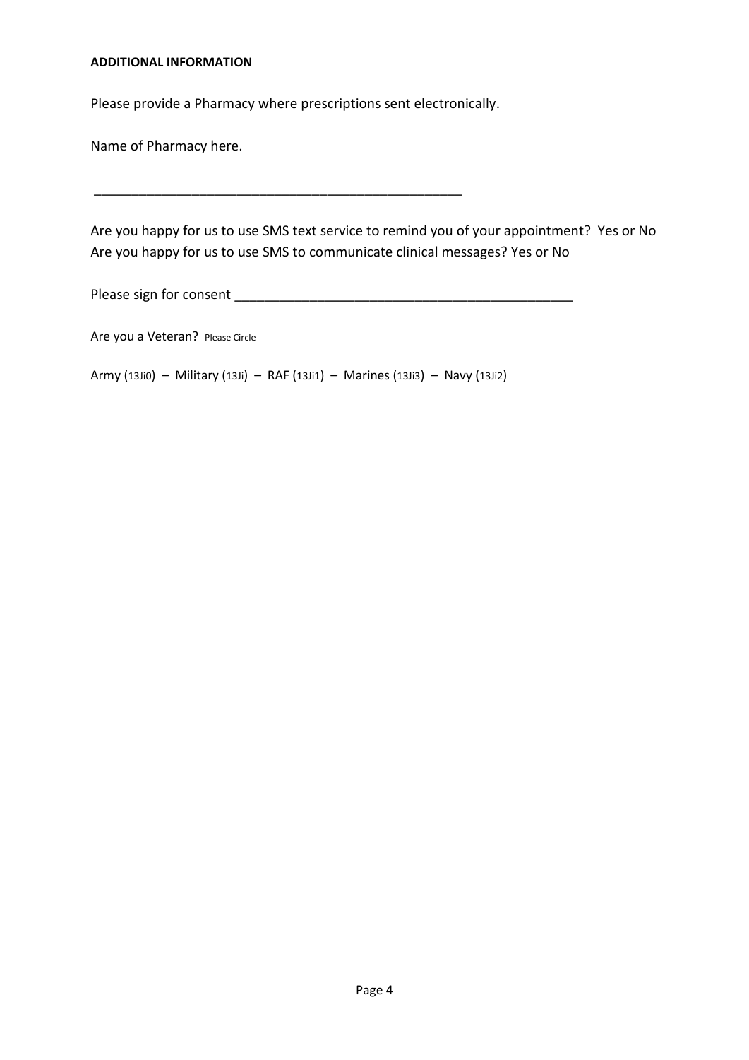**ADDITIONAL INFORMATION**

Please provide a Pharmacy where prescriptions sent electronically.

Name of Pharmacy here.

___________________________________________________

Are you happy for us to use SMS text service to remind you of your appointment? Yes or No
Are you happy for us to use SMS to communicate clinical messages? Yes or No

Please sign for consent ______________________________________________

Are you a Veteran? Please Circle

Army (13Ji0) – Military (13Ji) – RAF (13Ji1) – Marines (13Ji3) – Navy (13Ji2)